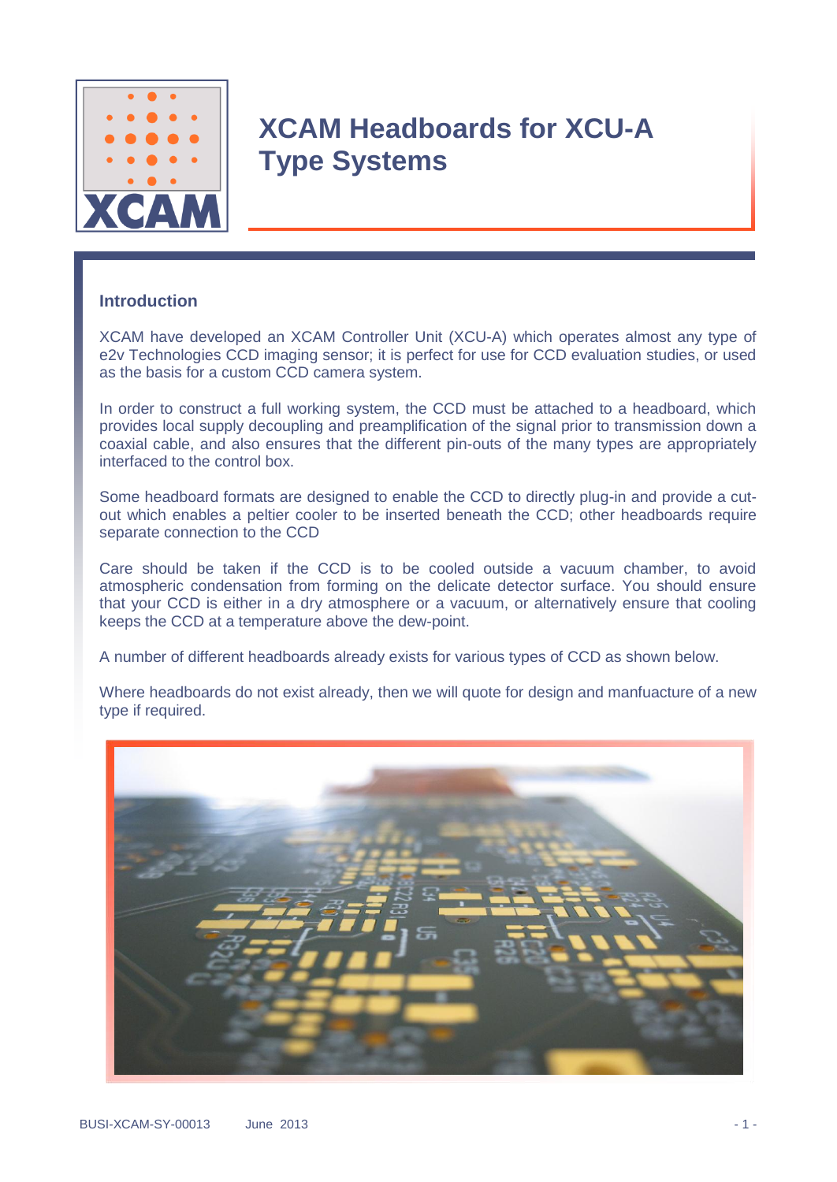# XCAM Headboards for XCU-A Type Systems

## Introduction

XCAM have developed an XCAM Controller Unit (XCU-A) which operates almost any type of e2v Technologies CCD imaging sensor; it is perfect for use for CCD evaluation studies, or used as the basis for a custom CCD camera system.

In order to construct a full working system, the CCD must be attached to a headboard, which provides local supply decoupling and preamplification of the signal prior to transmission down a coaxial cable, and also ensures that the different pin-outs of the many types are appropriately interfaced to the control box.

Some headboard formats are designed to enable the CCD to directly plug-in and provide a cut-out which enables a peltier cooler to be inserted beneath the CCD; other headboards require separate connection to the CCD

Care should be taken if the CCD is to be cooled outside a vacuum chamber, to avoid atmospheric condensation from forming on the delicate detector surface. You should ensure that your CCD is either in a dry atmosphere or a vacuum, or alternatively ensure that cooling keeps the CCD at a temperature above the dew-point.

A number of different headboards already exists for various types of CCD as shown below.

Where headboards do not exist already, then we will quote for design and manfuacture of a new type if required.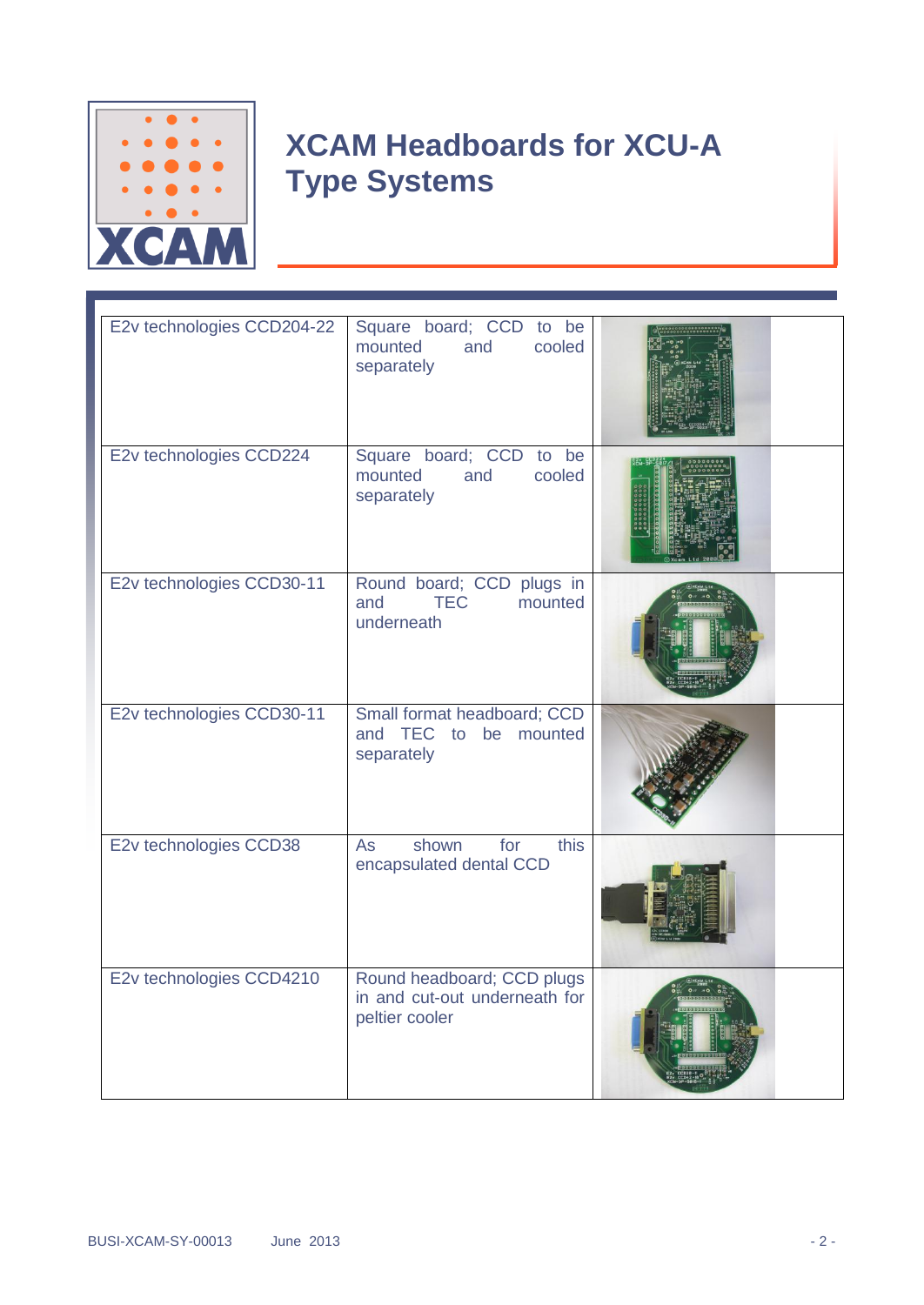# XCAM Headboards for XCU-A Type Systems

| | | |
|---|---|---|
| E2v technologies CCD204-22 | Square board; CCD to be mounted and cooled separately | |
| E2v technologies CCD224 | Square board; CCD to be mounted and cooled separately | |
| E2v technologies CCD30-11 | Round board; CCD plugs in and TEC mounted underneath | |
| E2v technologies CCD30-11 | Small format headboard; CCD and TEC to be mounted separately | |
| E2v technologies CCD38 | As shown for this encapsulated dental CCD | |
| E2v technologies CCD4210 | Round headboard; CCD plugs in and cut-out underneath for peltier cooler | |

BUSI-XCAM-SY-00013 June 2013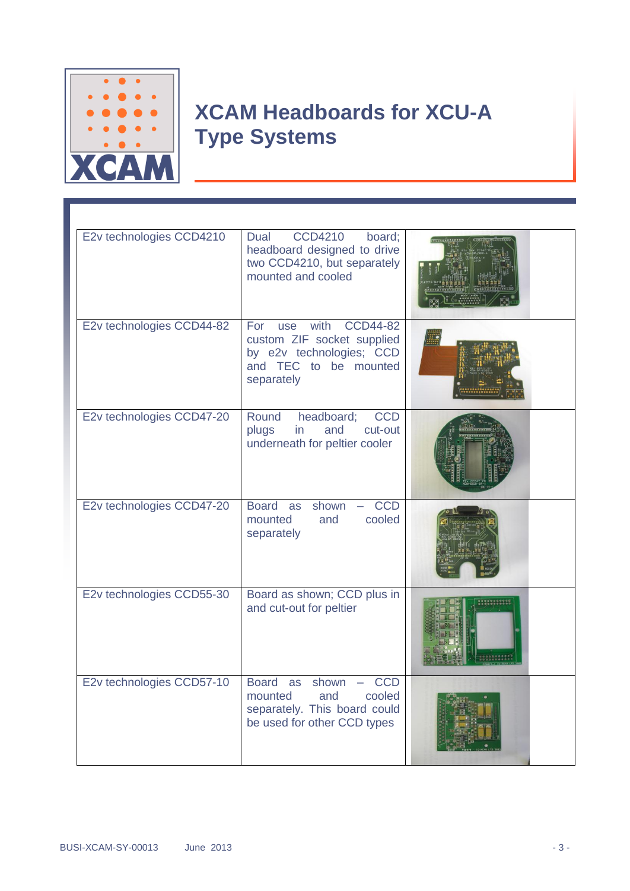# XCAM Headboards for XCU-A Type Systems

| | | |
|---|---|---|
| E2v technologies CCD4210 | Dual CCD4210 board; headboard designed to drive two CCD4210, but separately mounted and cooled | |
| E2v technologies CCD44-82 | For use with CCD44-82 custom ZIF socket supplied by e2v technologies; CCD and TEC to be mounted separately | |
| E2v technologies CCD47-20 | Round headboard; CCD plugs in and cut-out underneath for peltier cooler | |
| E2v technologies CCD47-20 | Board as shown – CCD mounted and cooled separately | |
| E2v technologies CCD55-30 | Board as shown; CCD plus in and cut-out for peltier | |
| E2v technologies CCD57-10 | Board as shown – CCD mounted and cooled separately. This board could be used for other CCD types | |

BUSI-XCAM-SY-00013 June 2013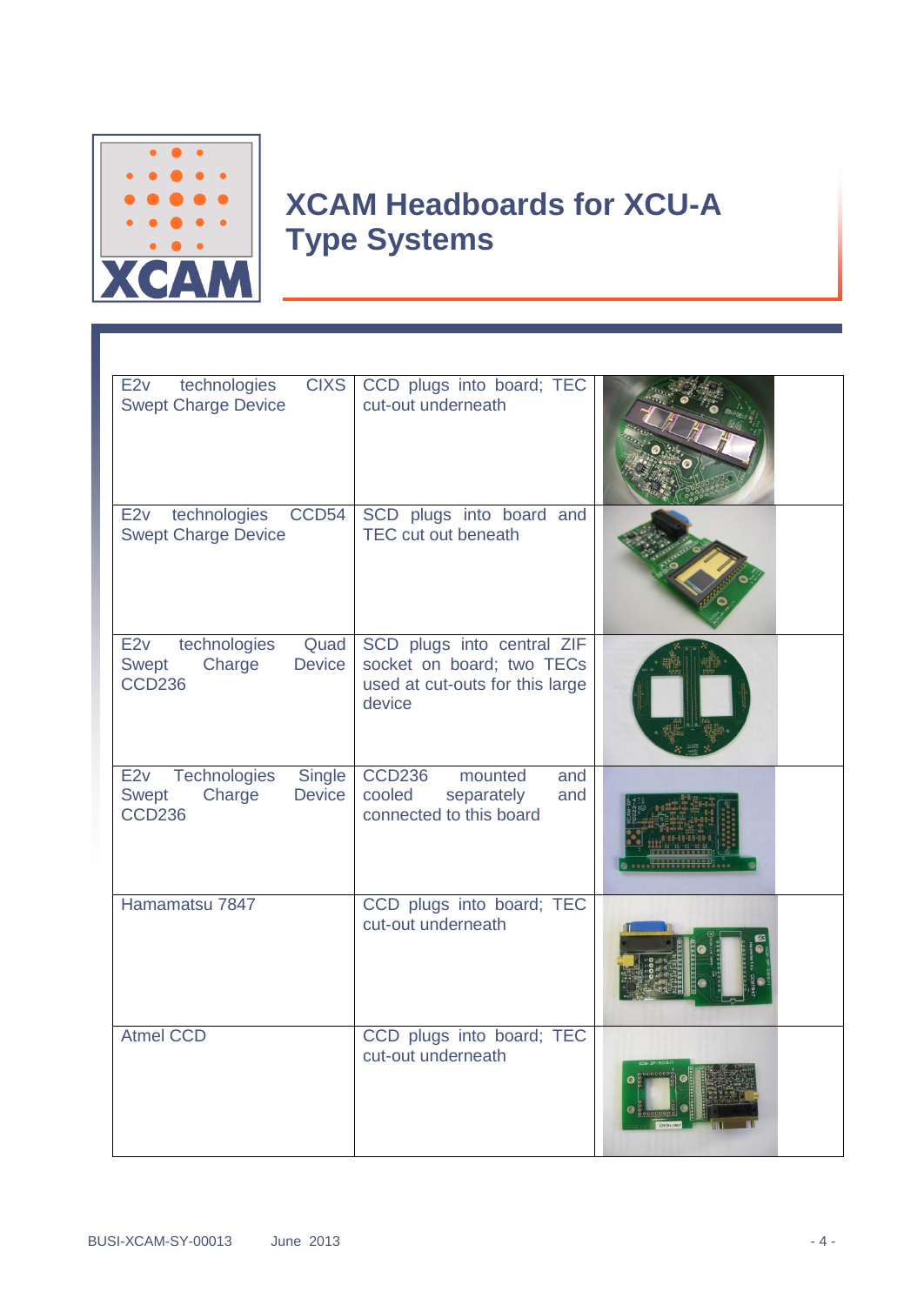# XCAM Headboards for XCU-A Type Systems

| | | |
|---|---|---|
| E2v technologies CIXS Swept Charge Device | CCD plugs into board; TEC cut-out underneath | |
| E2v technologies CCD54 Swept Charge Device | SCD plugs into board and TEC cut out beneath | |
| E2v technologies Quad Swept Charge Device CCD236 | SCD plugs into central ZIF socket on board; two TECs used at cut-outs for this large device | |
| E2v Technologies Single Swept Charge Device CCD236 | CCD236 mounted and cooled separately and connected to this board | |
| Hamamatsu 7847 | CCD plugs into board; TEC cut-out underneath | |
| Atmel CCD | CCD plugs into board; TEC cut-out underneath | |

BUSI-XCAM-SY-00013 June 2013